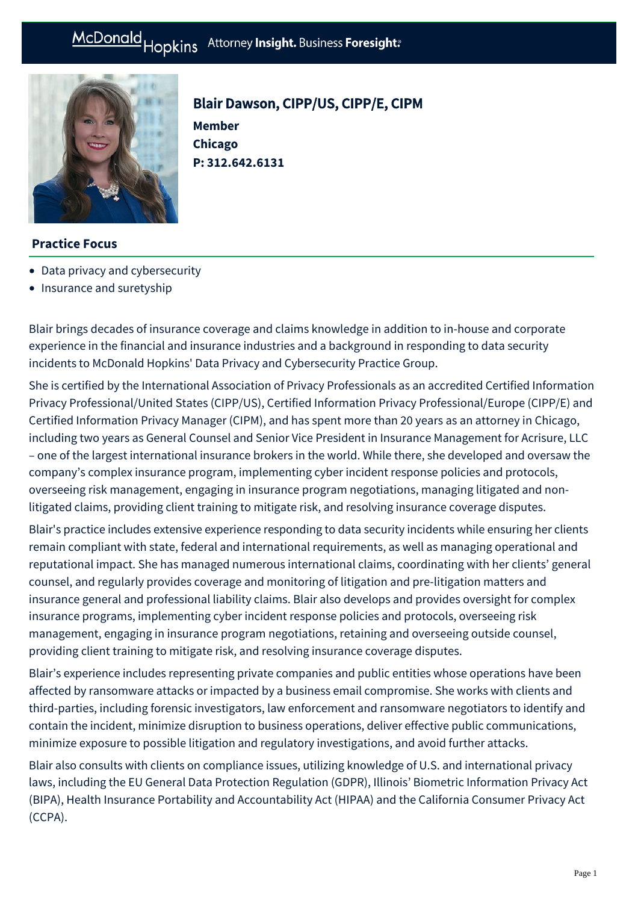# Blair Dawson, CIPP/US, CIPP/E, CIPM

**Member**
**Chicago**
**P: 312.642.6131**

## Practice Focus

- Data privacy and cybersecurity
- Insurance and suretyship

Blair brings decades of insurance coverage and claims knowledge in addition to in-house and corporate experience in the financial and insurance industries and a background in responding to data security incidents to McDonald Hopkins' Data Privacy and Cybersecurity Practice Group.

She is certified by the International Association of Privacy Professionals as an accredited Certified Information Privacy Professional/United States (CIPP/US), Certified Information Privacy Professional/Europe (CIPP/E) and Certified Information Privacy Manager (CIPM), and has spent more than 20 years as an attorney in Chicago, including two years as General Counsel and Senior Vice President in Insurance Management for Acrisure, LLC – one of the largest international insurance brokers in the world. While there, she developed and oversaw the company's complex insurance program, implementing cyber incident response policies and protocols, overseeing risk management, engaging in insurance program negotiations, managing litigated and non-litigated claims, providing client training to mitigate risk, and resolving insurance coverage disputes.

Blair's practice includes extensive experience responding to data security incidents while ensuring her clients remain compliant with state, federal and international requirements, as well as managing operational and reputational impact. She has managed numerous international claims, coordinating with her clients' general counsel, and regularly provides coverage and monitoring of litigation and pre-litigation matters and insurance general and professional liability claims. Blair also develops and provides oversight for complex insurance programs, implementing cyber incident response policies and protocols, overseeing risk management, engaging in insurance program negotiations, retaining and overseeing outside counsel, providing client training to mitigate risk, and resolving insurance coverage disputes.

Blair's experience includes representing private companies and public entities whose operations have been affected by ransomware attacks or impacted by a business email compromise. She works with clients and third-parties, including forensic investigators, law enforcement and ransomware negotiators to identify and contain the incident, minimize disruption to business operations, deliver effective public communications, minimize exposure to possible litigation and regulatory investigations, and avoid further attacks.

Blair also consults with clients on compliance issues, utilizing knowledge of U.S. and international privacy laws, including the EU General Data Protection Regulation (GDPR), Illinois' Biometric Information Privacy Act (BIPA), Health Insurance Portability and Accountability Act (HIPAA) and the California Consumer Privacy Act (CCPA).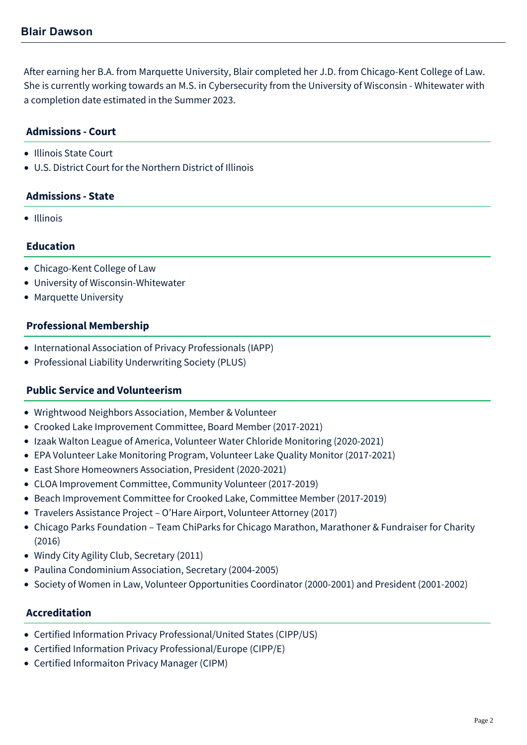## Blair Dawson

After earning her B.A. from Marquette University, Blair completed her J.D. from Chicago-Kent College of Law. She is currently working towards an M.S. in Cybersecurity from the University of Wisconsin - Whitewater with a completion date estimated in the Summer 2023.

### Admissions - Court

- Illinois State Court
- U.S. District Court for the Northern District of Illinois

### Admissions - State

- Illinois

### Education

- Chicago-Kent College of Law
- University of Wisconsin-Whitewater
- Marquette University

### Professional Membership

- International Association of Privacy Professionals (IAPP)
- Professional Liability Underwriting Society (PLUS)

### Public Service and Volunteerism

- Wrightwood Neighbors Association, Member & Volunteer
- Crooked Lake Improvement Committee, Board Member (2017-2021)
- Izaak Walton League of America, Volunteer Water Chloride Monitoring (2020-2021)
- EPA Volunteer Lake Monitoring Program, Volunteer Lake Quality Monitor (2017-2021)
- East Shore Homeowners Association, President (2020-2021)
- CLOA Improvement Committee, Community Volunteer (2017-2019)
- Beach Improvement Committee for Crooked Lake, Committee Member (2017-2019)
- Travelers Assistance Project – O'Hare Airport, Volunteer Attorney (2017)
- Chicago Parks Foundation – Team ChiParks for Chicago Marathon, Marathoner & Fundraiser for Charity (2016)
- Windy City Agility Club, Secretary (2011)
- Paulina Condominium Association, Secretary (2004-2005)
- Society of Women in Law, Volunteer Opportunities Coordinator (2000-2001) and President (2001-2002)

### Accreditation

- Certified Information Privacy Professional/United States (CIPP/US)
- Certified Information Privacy Professional/Europe (CIPP/E)
- Certified Informaiton Privacy Manager (CIPM)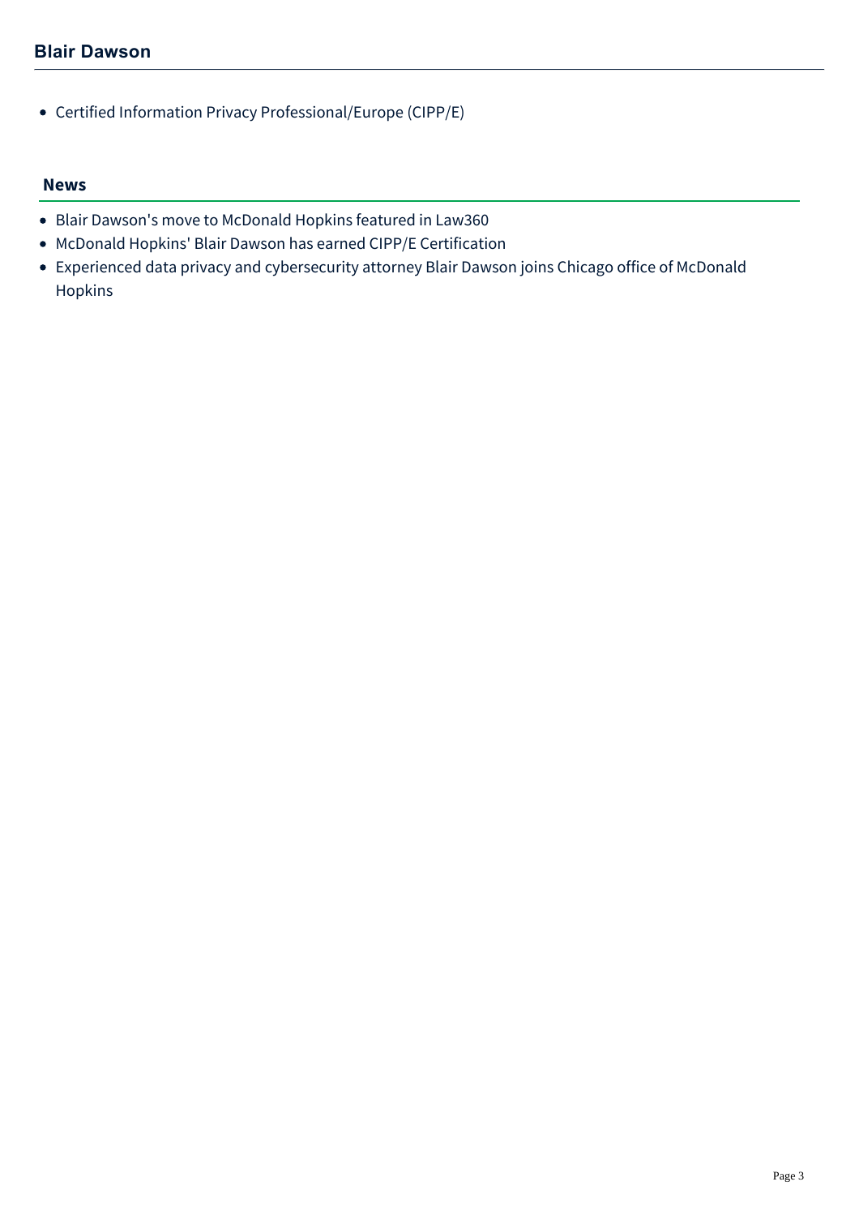- Certified Information Privacy Professional/Europe (CIPP/E)

## News

- Blair Dawson's move to McDonald Hopkins featured in Law360
- McDonald Hopkins' Blair Dawson has earned CIPP/E Certification
- Experienced data privacy and cybersecurity attorney Blair Dawson joins Chicago office of McDonald Hopkins